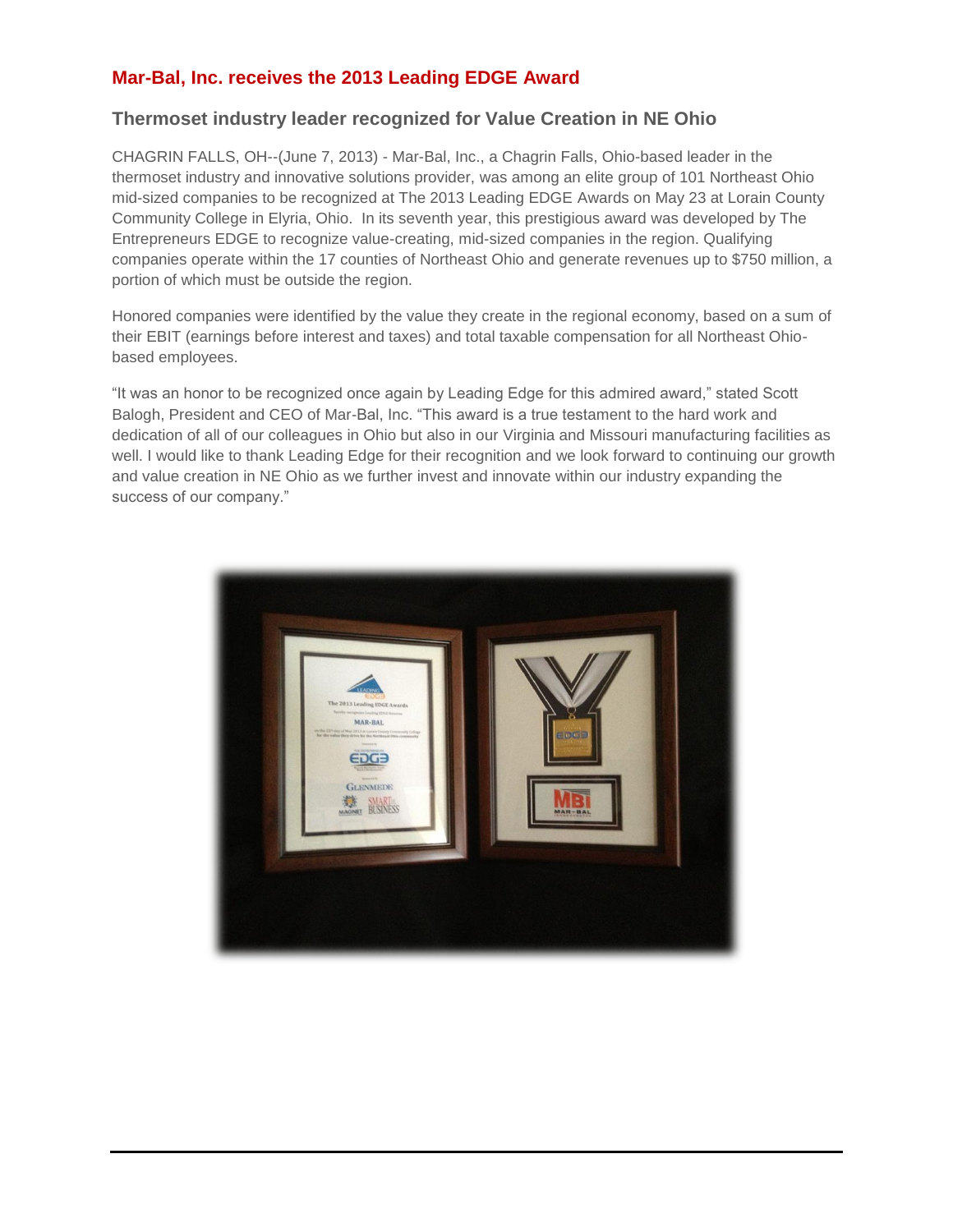# Mar-Bal, Inc. receives the 2013 Leading EDGE Award

## Thermoset industry leader recognized for Value Creation in NE Ohio

CHAGRIN FALLS, OH--(June 7, 2013) - Mar-Bal, Inc., a Chagrin Falls, Ohio-based leader in the thermoset industry and innovative solutions provider, was among an elite group of 101 Northeast Ohio mid-sized companies to be recognized at The 2013 Leading EDGE Awards on May 23 at Lorain County Community College in Elyria, Ohio. In its seventh year, this prestigious award was developed by The Entrepreneurs EDGE to recognize value-creating, mid-sized companies in the region. Qualifying companies operate within the 17 counties of Northeast Ohio and generate revenues up to $750 million, a portion of which must be outside the region.

Honored companies were identified by the value they create in the regional economy, based on a sum of their EBIT (earnings before interest and taxes) and total taxable compensation for all Northeast Ohio-based employees.

"It was an honor to be recognized once again by Leading Edge for this admired award," stated Scott Balogh, President and CEO of Mar-Bal, Inc. "This award is a true testament to the hard work and dedication of all of our colleagues in Ohio but also in our Virginia and Missouri manufacturing facilities as well. I would like to thank Leading Edge for their recognition and we look forward to continuing our growth and value creation in NE Ohio as we further invest and innovate within our industry expanding the success of our company."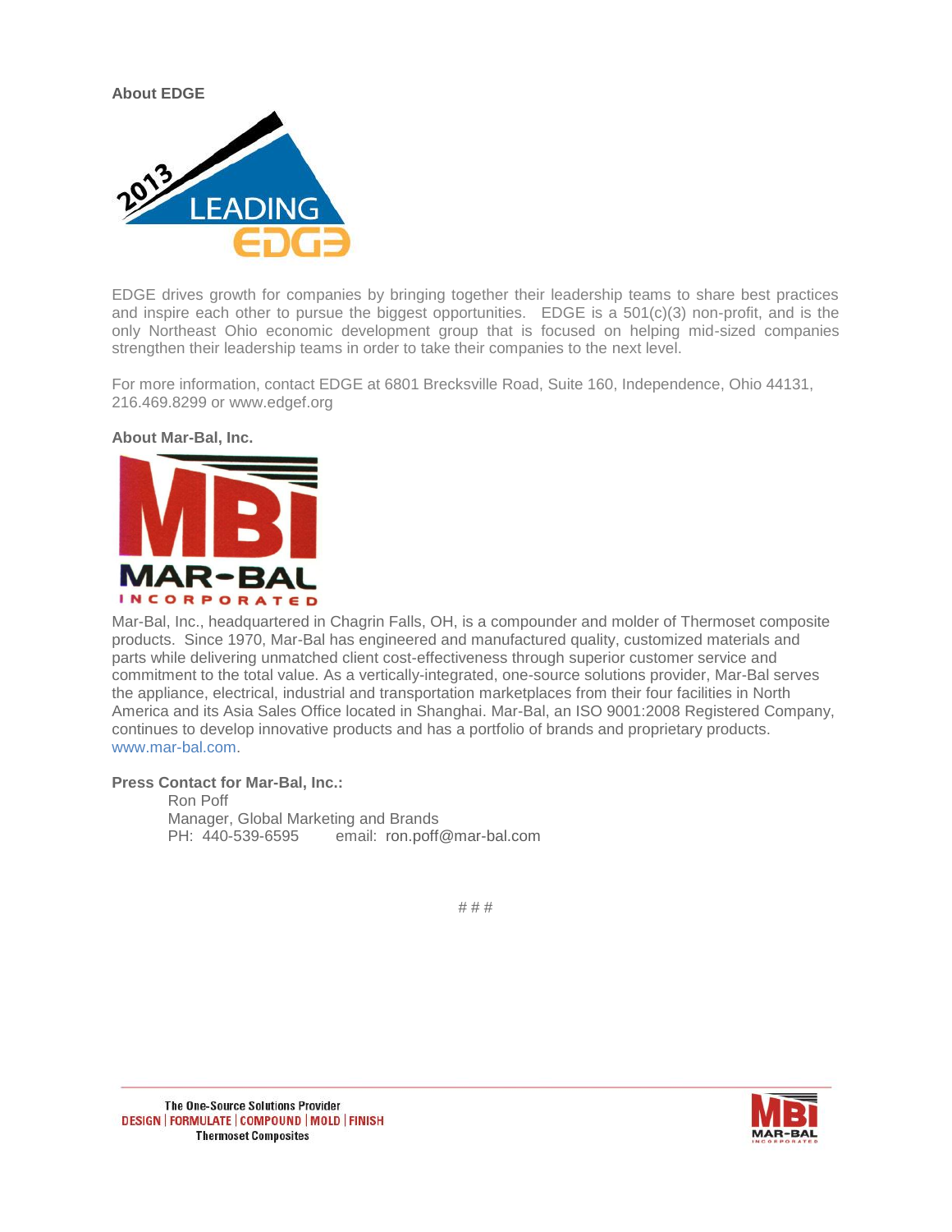**About EDGE**

EDGE drives growth for companies by bringing together their leadership teams to share best practices and inspire each other to pursue the biggest opportunities. EDGE is a 501(c)(3) non-profit, and is the only Northeast Ohio economic development group that is focused on helping mid-sized companies strengthen their leadership teams in order to take their companies to the next level.

For more information, contact EDGE at 6801 Brecksville Road, Suite 160, Independence, Ohio 44131, 216.469.8299 or www.edgef.org

**About Mar-Bal, Inc.**

Mar-Bal, Inc., headquartered in Chagrin Falls, OH, is a compounder and molder of Thermoset composite products. Since 1970, Mar-Bal has engineered and manufactured quality, customized materials and parts while delivering unmatched client cost-effectiveness through superior customer service and commitment to the total value. As a vertically-integrated, one-source solutions provider, Mar-Bal serves the appliance, electrical, industrial and transportation marketplaces from their four facilities in North America and its Asia Sales Office located in Shanghai. Mar-Bal, an ISO 9001:2008 Registered Company, continues to develop innovative products and has a portfolio of brands and proprietary products. www.mar-bal.com.

**Press Contact for Mar-Bal, Inc.:**

Ron Poff
Manager, Global Marketing and Brands
PH: 440-539-6595 email: ron.poff@mar-bal.com

# # #